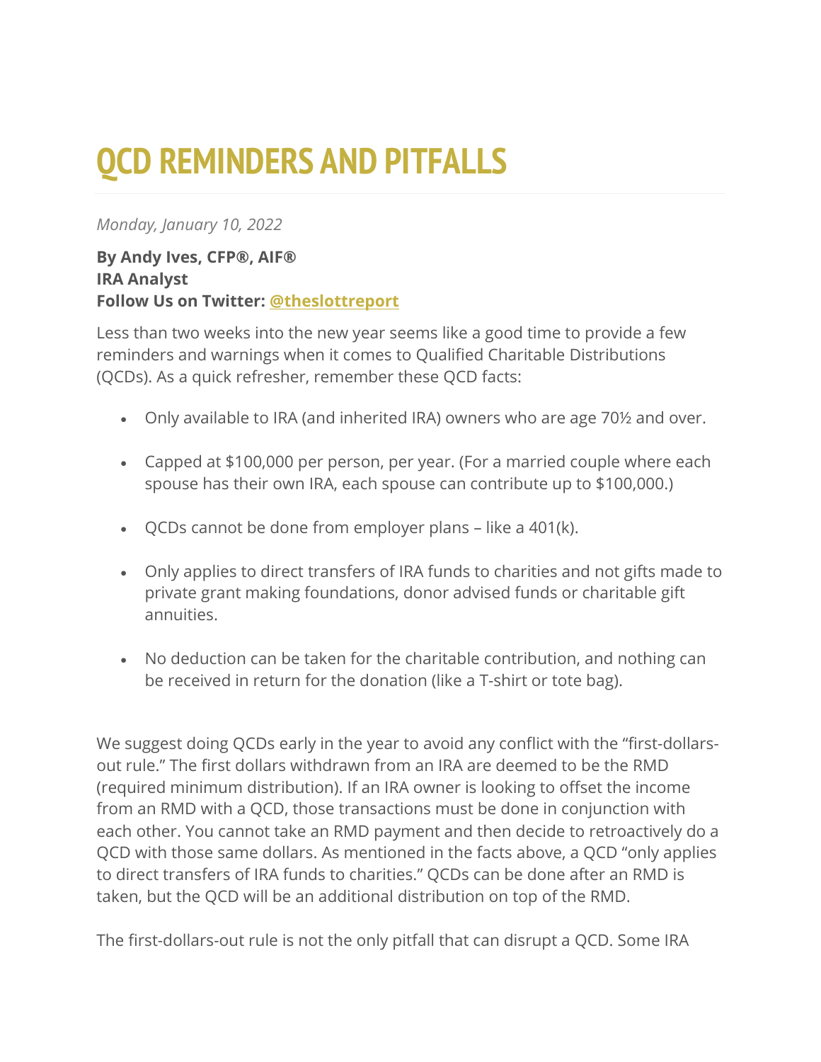# QCD REMINDERS AND PITFALLS

*Monday, January 10, 2022*

**By Andy Ives, CFP®, AIF®**
**IRA Analyst**
**Follow Us on Twitter: [@theslottreport](@theslottreport)**

Less than two weeks into the new year seems like a good time to provide a few reminders and warnings when it comes to Qualified Charitable Distributions (QCDs). As a quick refresher, remember these QCD facts:

- Only available to IRA (and inherited IRA) owners who are age 70½ and over.
- Capped at $100,000 per person, per year. (For a married couple where each spouse has their own IRA, each spouse can contribute up to $100,000.)
- QCDs cannot be done from employer plans – like a 401(k).
- Only applies to direct transfers of IRA funds to charities and not gifts made to private grant making foundations, donor advised funds or charitable gift annuities.
- No deduction can be taken for the charitable contribution, and nothing can be received in return for the donation (like a T-shirt or tote bag).

We suggest doing QCDs early in the year to avoid any conflict with the "first-dollars-out rule." The first dollars withdrawn from an IRA are deemed to be the RMD (required minimum distribution). If an IRA owner is looking to offset the income from an RMD with a QCD, those transactions must be done in conjunction with each other. You cannot take an RMD payment and then decide to retroactively do a QCD with those same dollars. As mentioned in the facts above, a QCD "only applies to direct transfers of IRA funds to charities." QCDs can be done after an RMD is taken, but the QCD will be an additional distribution on top of the RMD.

The first-dollars-out rule is not the only pitfall that can disrupt a QCD. Some IRA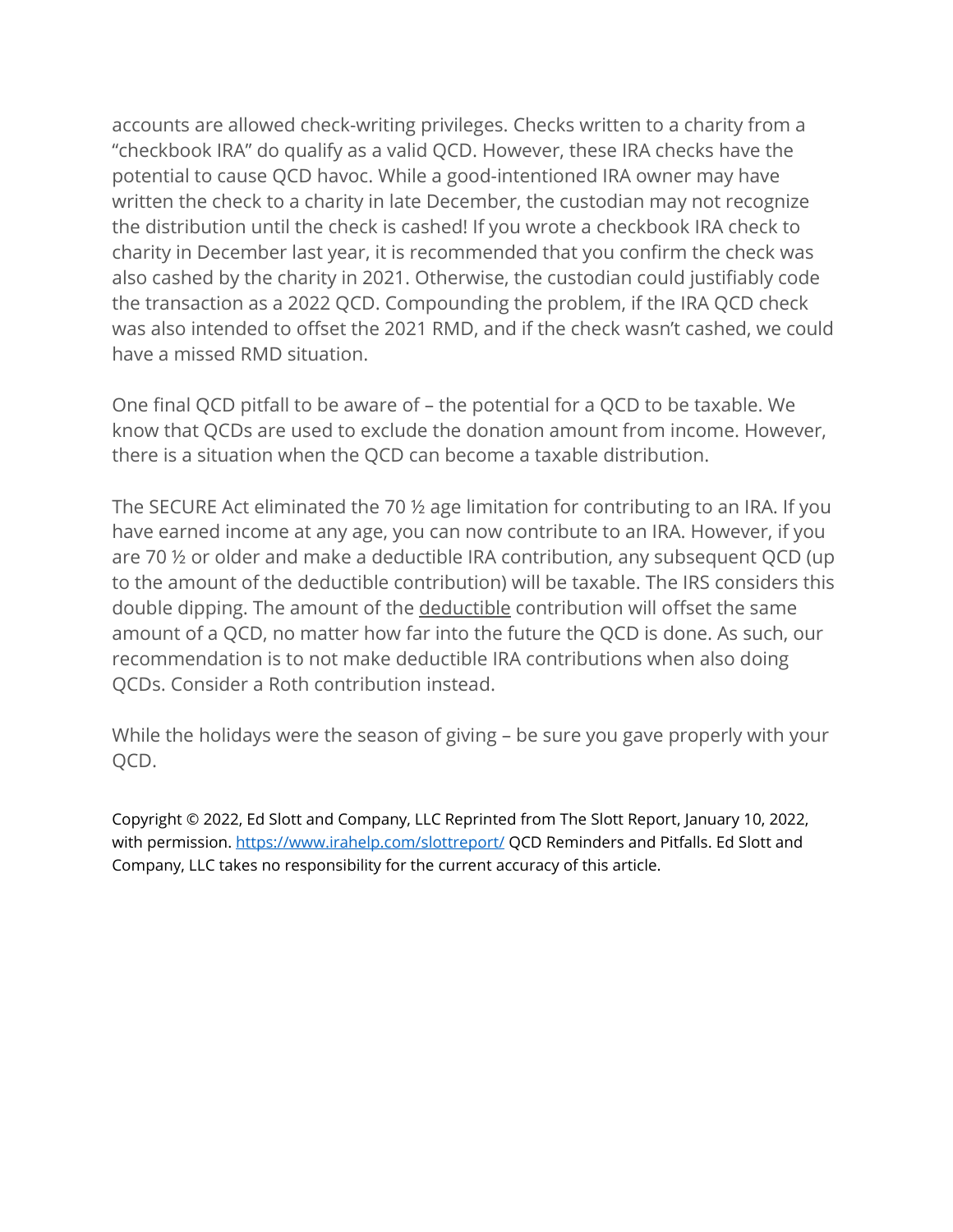accounts are allowed check-writing privileges. Checks written to a charity from a "checkbook IRA" do qualify as a valid QCD. However, these IRA checks have the potential to cause QCD havoc. While a good-intentioned IRA owner may have written the check to a charity in late December, the custodian may not recognize the distribution until the check is cashed! If you wrote a checkbook IRA check to charity in December last year, it is recommended that you confirm the check was also cashed by the charity in 2021. Otherwise, the custodian could justifiably code the transaction as a 2022 QCD. Compounding the problem, if the IRA QCD check was also intended to offset the 2021 RMD, and if the check wasn't cashed, we could have a missed RMD situation.

One final QCD pitfall to be aware of – the potential for a QCD to be taxable. We know that QCDs are used to exclude the donation amount from income. However, there is a situation when the QCD can become a taxable distribution.

The SECURE Act eliminated the 70 ½ age limitation for contributing to an IRA. If you have earned income at any age, you can now contribute to an IRA. However, if you are 70 ½ or older and make a deductible IRA contribution, any subsequent QCD (up to the amount of the deductible contribution) will be taxable. The IRS considers this double dipping. The amount of the <u>deductible</u> contribution will offset the same amount of a QCD, no matter how far into the future the QCD is done. As such, our recommendation is to not make deductible IRA contributions when also doing QCDs. Consider a Roth contribution instead.

While the holidays were the season of giving – be sure you gave properly with your QCD.

Copyright © 2022, Ed Slott and Company, LLC Reprinted from The Slott Report, January 10, 2022, with permission. [https://www.irahelp.com/slottreport/](https://www.irahelp.com/slottreport/) QCD Reminders and Pitfalls. Ed Slott and Company, LLC takes no responsibility for the current accuracy of this article.